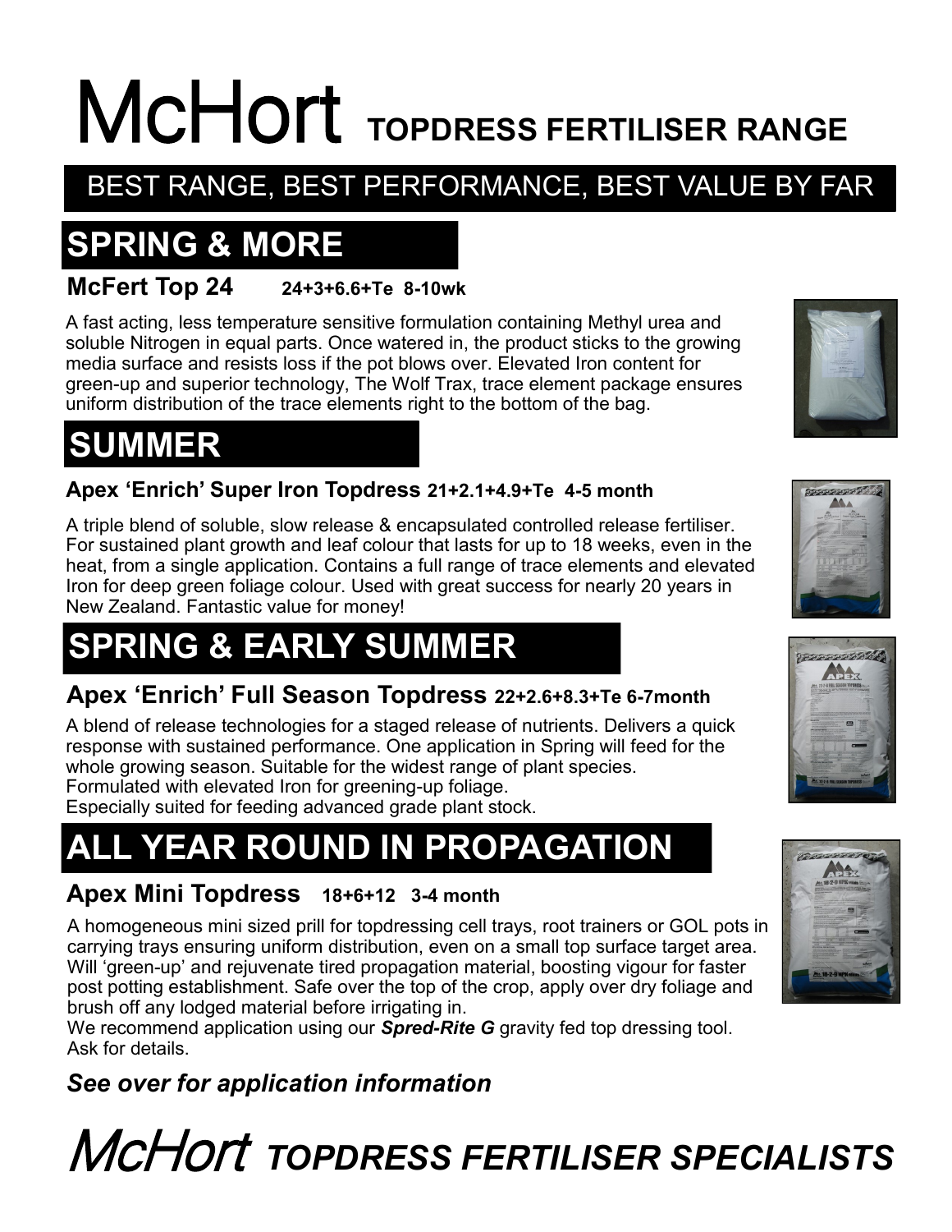# McHort TOPDRESS FERTILISER RANGE

## BEST RANGE, BEST PERFORMANCE, BEST VALUE BY FAR

## SPRING & MORE

### McFert Top 24 **24+3+6.6+Te 8-10wk**

A fast acting, less temperature sensitive formulation containing Methyl urea and soluble Nitrogen in equal parts. Once watered in, the product sticks to the growing media surface and resists loss if the pot blows over. Elevated Iron content for green-up and superior technology, The Wolf Trax, trace element package ensures uniform distribution of the trace elements right to the bottom of the bag.

## SUMMER

### Apex 'Enrich' Super Iron Topdress **21+2.1+4.9+Te 4-5 month**

A triple blend of soluble, slow release & encapsulated controlled release fertiliser. For sustained plant growth and leaf colour that lasts for up to 18 weeks, even in the heat, from a single application. Contains a full range of trace elements and elevated Iron for deep green foliage colour. Used with great success for nearly 20 years in New Zealand. Fantastic value for money!

## SPRING & EARLY SUMMER

### Apex 'Enrich' Full Season Topdress **22+2.6+8.3+Te 6-7month**

A blend of release technologies for a staged release of nutrients. Delivers a quick response with sustained performance. One application in Spring will feed for the whole growing season. Suitable for the widest range of plant species.
Formulated with elevated Iron for greening-up foliage.
Especially suited for feeding advanced grade plant stock.

## ALL YEAR ROUND IN PROPAGATION

### Apex Mini Topdress **18+6+12 3-4 month**

A homogeneous mini sized prill for topdressing cell trays, root trainers or GOL pots in carrying trays ensuring uniform distribution, even on a small top surface target area. Will 'green-up' and rejuvenate tired propagation material, boosting vigour for faster post potting establishment. Safe over the top of the crop, apply over dry foliage and brush off any lodged material before irrigating in.
We recommend application using our ***Spred-Rite G*** gravity fed top dressing tool. Ask for details.

***See over for application information***

## *McHort* ***TOPDRESS FERTILISER SPECIALISTS***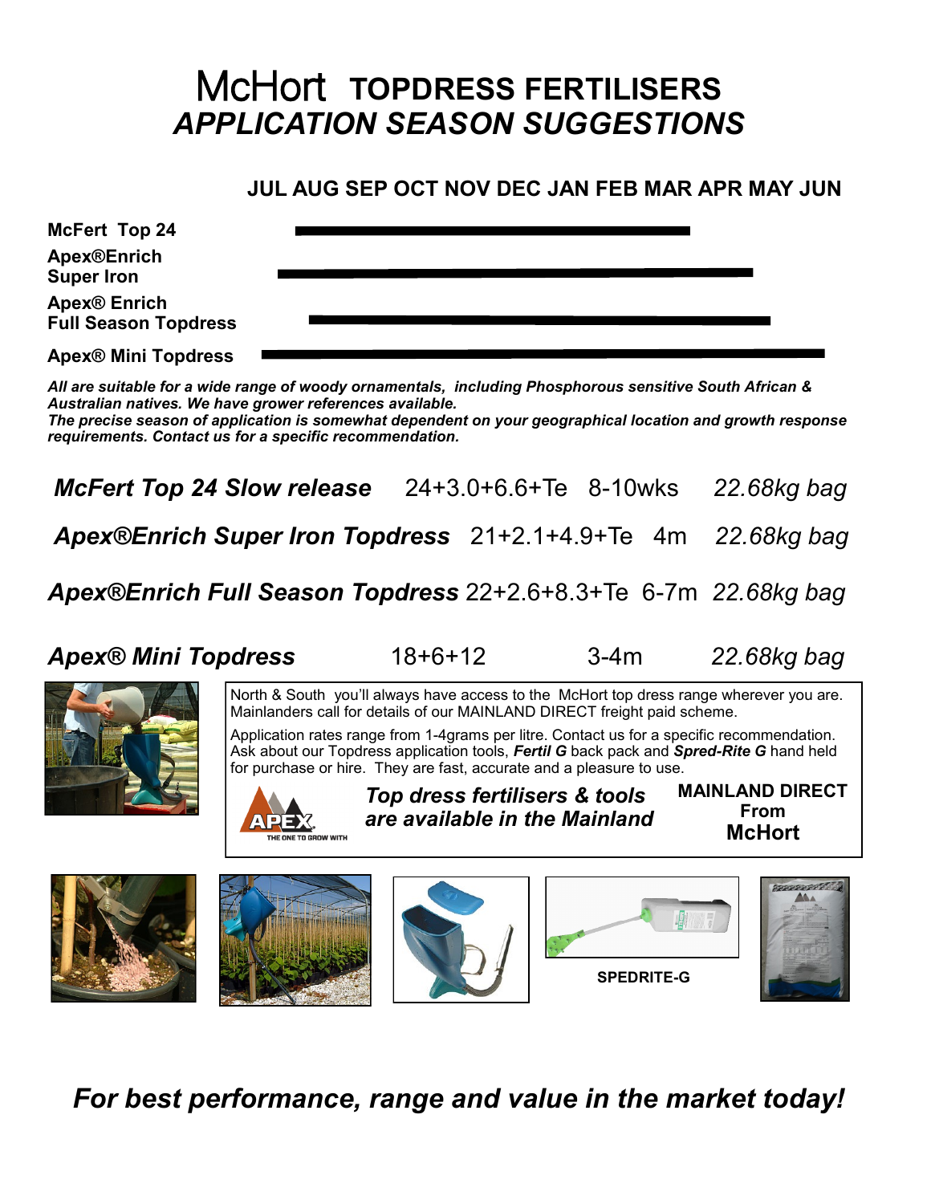# McHort TOPDRESS FERTILISERS
## *APPLICATION SEASON SUGGESTIONS*

**JUL AUG SEP OCT NOV DEC JAN FEB MAR APR MAY JUN**

**McFert Top 24**

**Apex®Enrich Super Iron**

**Apex® Enrich Full Season Topdress**

**Apex® Mini Topdress**

***All are suitable for a wide range of woody ornamentals, including Phosphorous sensitive South African & Australian natives. We have grower references available.***
***The precise season of application is somewhat dependent on your geographical location and growth response requirements. Contact us for a specific recommendation.***

| | | | |
|---|---|---|---|
| ***McFert Top 24 Slow release*** | 24+3.0+6.6+Te | 8-10wks | *22.68kg bag* |
| ***Apex®Enrich Super Iron Topdress*** | 21+2.1+4.9+Te | 4m | *22.68kg bag* |
| ***Apex®Enrich Full Season Topdress*** | 22+2.6+8.3+Te | 6-7m | *22.68kg bag* |
| ***Apex® Mini Topdress*** | 18+6+12 | 3-4m | *22.68kg bag* |

North & South you'll always have access to the McHort top dress range wherever you are. Mainlanders call for details of our MAINLAND DIRECT freight paid scheme.

Application rates range from 1-4grams per litre. Contact us for a specific recommendation. Ask about our Topdress application tools, ***Fertil G*** back pack and ***Spred-Rite G*** hand held for purchase or hire. They are fast, accurate and a pleasure to use.

APEX THE ONE TO GROW WITH

***Top dress fertilisers & tools are available in the Mainland***

**MAINLAND DIRECT From McHort**

**SPEDRITE-G**

***For best performance, range and value in the market today!***